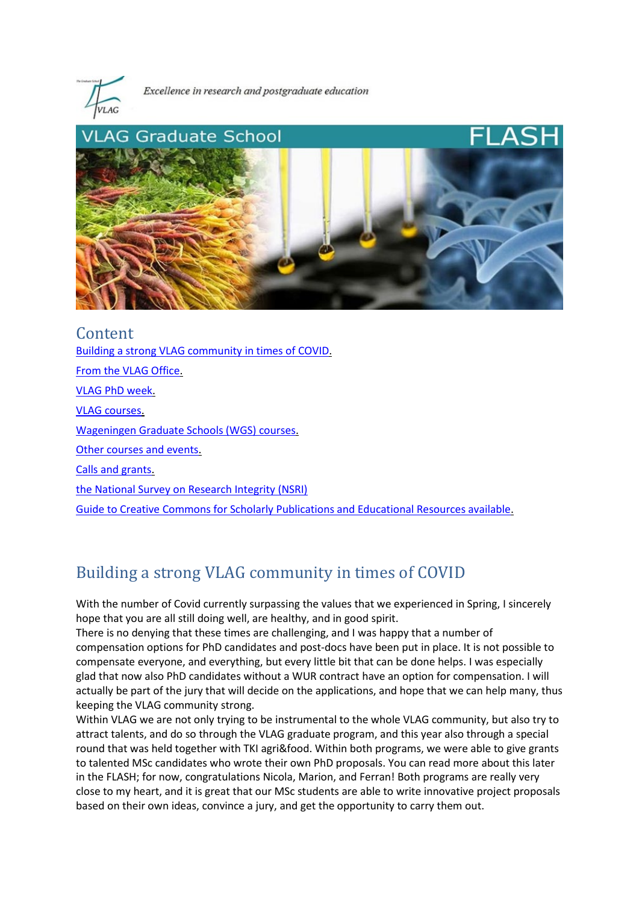*Excellence in research and postgraduate education*

# VLAG Graduate School FLASH

## Content

[Building a strong VLAG community in times of COVID.](#)

[From the VLAG Office.](#)

[VLAG PhD week.](#)

[VLAG courses.](#)

[Wageningen Graduate Schools (WGS) courses.](#)

[Other courses and events.](#)

[Calls and grants.](#)

[the National Survey on Research Integrity (NSRI)](#)

[Guide to Creative Commons for Scholarly Publications and Educational Resources available.](#)

## Building a strong VLAG community in times of COVID

With the number of Covid currently surpassing the values that we experienced in Spring, I sincerely hope that you are all still doing well, are healthy, and in good spirit.
There is no denying that these times are challenging, and I was happy that a number of compensation options for PhD candidates and post-docs have been put in place. It is not possible to compensate everyone, and everything, but every little bit that can be done helps. I was especially glad that now also PhD candidates without a WUR contract have an option for compensation. I will actually be part of the jury that will decide on the applications, and hope that we can help many, thus keeping the VLAG community strong.
Within VLAG we are not only trying to be instrumental to the whole VLAG community, but also try to attract talents, and do so through the VLAG graduate program, and this year also through a special round that was held together with TKI agri&food. Within both programs, we were able to give grants to talented MSc candidates who wrote their own PhD proposals. You can read more about this later in the FLASH; for now, congratulations Nicola, Marion, and Ferran! Both programs are really very close to my heart, and it is great that our MSc students are able to write innovative project proposals based on their own ideas, convince a jury, and get the opportunity to carry them out.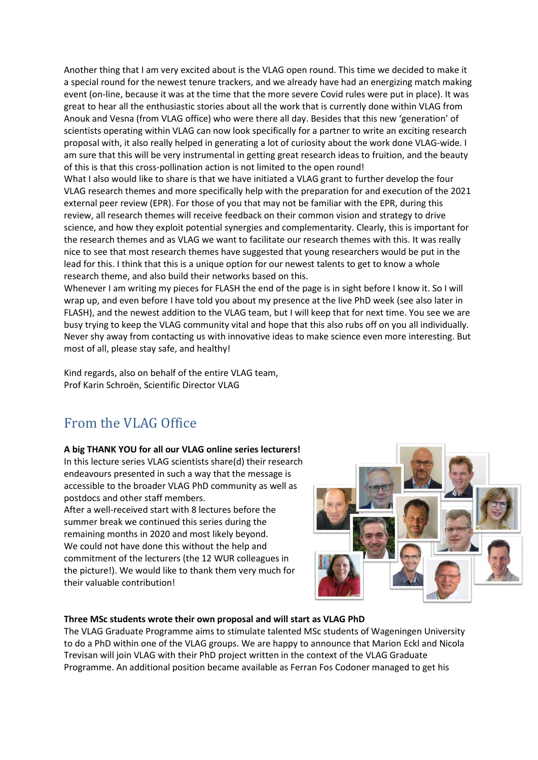Another thing that I am very excited about is the VLAG open round. This time we decided to make it a special round for the newest tenure trackers, and we already have had an energizing match making event (on-line, because it was at the time that the more severe Covid rules were put in place). It was great to hear all the enthusiastic stories about all the work that is currently done within VLAG from Anouk and Vesna (from VLAG office) who were there all day. Besides that this new 'generation' of scientists operating within VLAG can now look specifically for a partner to write an exciting research proposal with, it also really helped in generating a lot of curiosity about the work done VLAG-wide. I am sure that this will be very instrumental in getting great research ideas to fruition, and the beauty of this is that this cross-pollination action is not limited to the open round!

What I also would like to share is that we have initiated a VLAG grant to further develop the four VLAG research themes and more specifically help with the preparation for and execution of the 2021 external peer review (EPR). For those of you that may not be familiar with the EPR, during this review, all research themes will receive feedback on their common vision and strategy to drive science, and how they exploit potential synergies and complementarity. Clearly, this is important for the research themes and as VLAG we want to facilitate our research themes with this. It was really nice to see that most research themes have suggested that young researchers would be put in the lead for this. I think that this is a unique option for our newest talents to get to know a whole research theme, and also build their networks based on this.

Whenever I am writing my pieces for FLASH the end of the page is in sight before I know it. So I will wrap up, and even before I have told you about my presence at the live PhD week (see also later in FLASH), and the newest addition to the VLAG team, but I will keep that for next time. You see we are busy trying to keep the VLAG community vital and hope that this also rubs off on you all individually. Never shy away from contacting us with innovative ideas to make science even more interesting. But most of all, please stay safe, and healthy!

Kind regards, also on behalf of the entire VLAG team,
Prof Karin Schroën, Scientific Director VLAG

## From the VLAG Office

**A big THANK YOU for all our VLAG online series lecturers!**

In this lecture series VLAG scientists share(d) their research endeavours presented in such a way that the message is accessible to the broader VLAG PhD community as well as postdocs and other staff members.

After a well-received start with 8 lectures before the summer break we continued this series during the remaining months in 2020 and most likely beyond.

We could not have done this without the help and commitment of the lecturers (the 12 WUR colleagues in the picture!). We would like to thank them very much for their valuable contribution!

**Three MSc students wrote their own proposal and will start as VLAG PhD**

The VLAG Graduate Programme aims to stimulate talented MSc students of Wageningen University to do a PhD within one of the VLAG groups. We are happy to announce that Marion Eckl and Nicola Trevisan will join VLAG with their PhD project written in the context of the VLAG Graduate Programme. An additional position became available as Ferran Fos Codoner managed to get his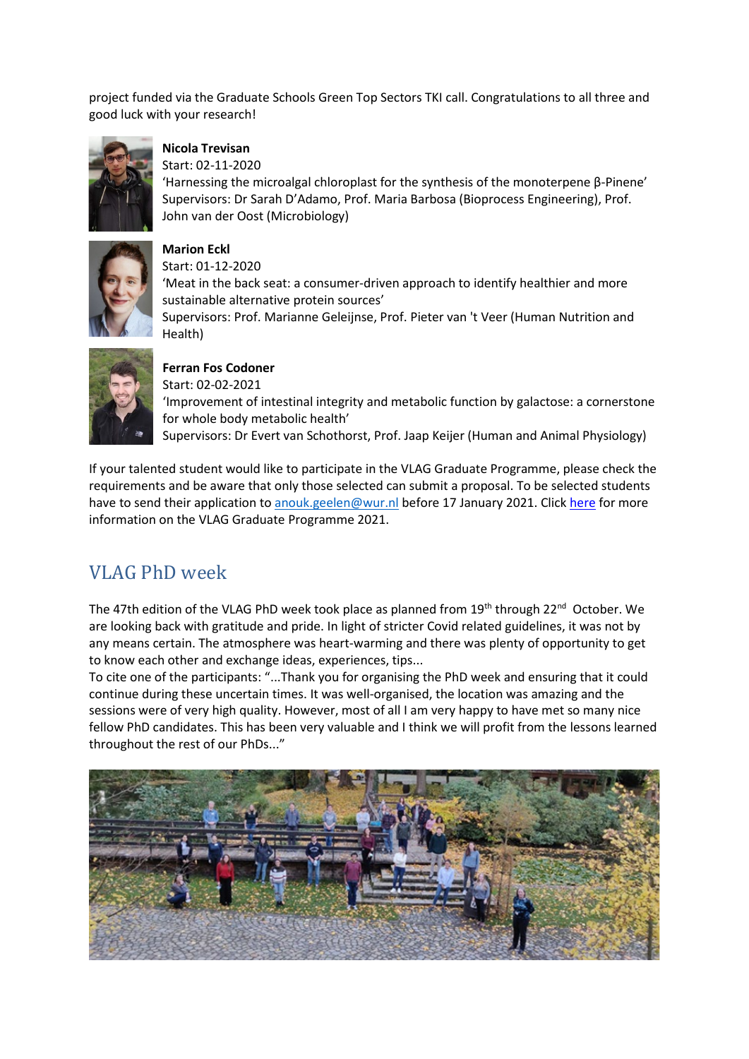project funded via the Graduate Schools Green Top Sectors TKI call. Congratulations to all three and good luck with your research!

**Nicola Trevisan**
Start: 02-11-2020
'Harnessing the microalgal chloroplast for the synthesis of the monoterpene β-Pinene'
Supervisors: Dr Sarah D'Adamo, Prof. Maria Barbosa (Bioprocess Engineering), Prof. John van der Oost (Microbiology)

**Marion Eckl**
Start: 01-12-2020
'Meat in the back seat: a consumer-driven approach to identify healthier and more sustainable alternative protein sources'
Supervisors: Prof. Marianne Geleijnse, Prof. Pieter van 't Veer (Human Nutrition and Health)

**Ferran Fos Codoner**
Start: 02-02-2021
'Improvement of intestinal integrity and metabolic function by galactose: a cornerstone for whole body metabolic health'
Supervisors: Dr Evert van Schothorst, Prof. Jaap Keijer (Human and Animal Physiology)

If your talented student would like to participate in the VLAG Graduate Programme, please check the requirements and be aware that only those selected can submit a proposal. To be selected students have to send their application to anouk.geelen@wur.nl before 17 January 2021. Click here for more information on the VLAG Graduate Programme 2021.

## VLAG PhD week

The 47th edition of the VLAG PhD week took place as planned from 19th through 22nd October. We are looking back with gratitude and pride. In light of stricter Covid related guidelines, it was not by any means certain. The atmosphere was heart-warming and there was plenty of opportunity to get to know each other and exchange ideas, experiences, tips...

To cite one of the participants: "...Thank you for organising the PhD week and ensuring that it could continue during these uncertain times. It was well-organised, the location was amazing and the sessions were of very high quality. However, most of all I am very happy to have met so many nice fellow PhD candidates. This has been very valuable and I think we will profit from the lessons learned throughout the rest of our PhDs..."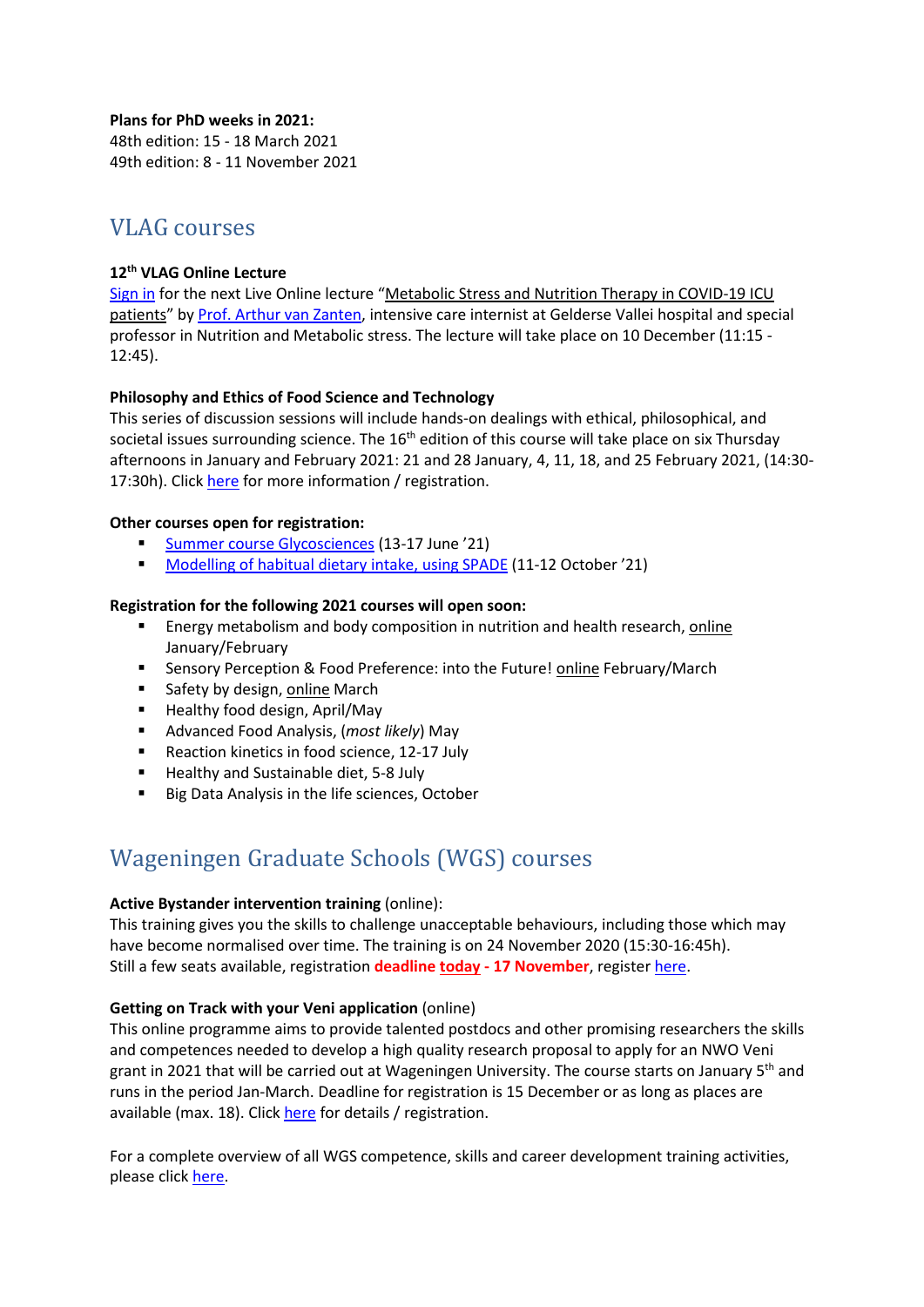**Plans for PhD weeks in 2021:**
48th edition: 15 - 18 March 2021
49th edition: 8 - 11 November 2021

## VLAG courses

**12th VLAG Online Lecture**
Sign in for the next Live Online lecture "Metabolic Stress and Nutrition Therapy in COVID-19 ICU patients" by Prof. Arthur van Zanten, intensive care internist at Gelderse Vallei hospital and special professor in Nutrition and Metabolic stress. The lecture will take place on 10 December (11:15 - 12:45).

**Philosophy and Ethics of Food Science and Technology**
This series of discussion sessions will include hands-on dealings with ethical, philosophical, and societal issues surrounding science. The 16th edition of this course will take place on six Thursday afternoons in January and February 2021: 21 and 28 January, 4, 11, 18, and 25 February 2021, (14:30-17:30h). Click here for more information / registration.

**Other courses open for registration:**

- Summer course Glycosciences (13-17 June '21)
- Modelling of habitual dietary intake, using SPADE (11-12 October '21)

**Registration for the following 2021 courses will open soon:**

- Energy metabolism and body composition in nutrition and health research, online January/February
- Sensory Perception & Food Preference: into the Future! online February/March
- Safety by design, online March
- Healthy food design, April/May
- Advanced Food Analysis, (*most likely*) May
- Reaction kinetics in food science, 12-17 July
- Healthy and Sustainable diet, 5-8 July
- Big Data Analysis in the life sciences, October

## Wageningen Graduate Schools (WGS) courses

**Active Bystander intervention training** (online):
This training gives you the skills to challenge unacceptable behaviours, including those which may have become normalised over time. The training is on 24 November 2020 (15:30-16:45h).
Still a few seats available, registration **deadline today - 17 November**, register here.

**Getting on Track with your Veni application** (online)
This online programme aims to provide talented postdocs and other promising researchers the skills and competences needed to develop a high quality research proposal to apply for an NWO Veni grant in 2021 that will be carried out at Wageningen University. The course starts on January 5th and runs in the period Jan-March. Deadline for registration is 15 December or as long as places are available (max. 18). Click here for details / registration.

For a complete overview of all WGS competence, skills and career development training activities, please click here.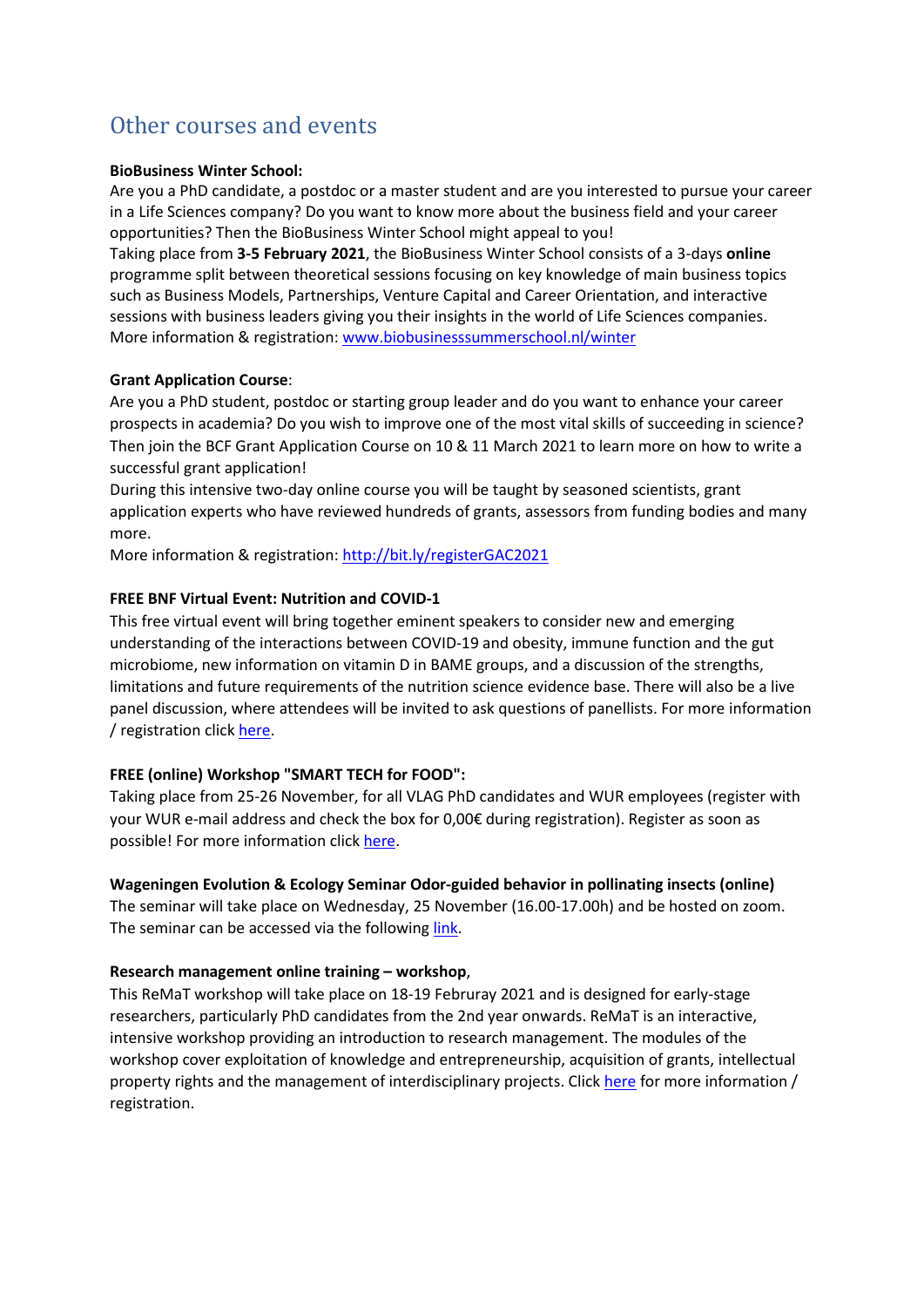## Other courses and events

**BioBusiness Winter School:**
Are you a PhD candidate, a postdoc or a master student and are you interested to pursue your career in a Life Sciences company? Do you want to know more about the business field and your career opportunities? Then the BioBusiness Winter School might appeal to you!
Taking place from **3-5 February 2021**, the BioBusiness Winter School consists of a 3-days **online** programme split between theoretical sessions focusing on key knowledge of main business topics such as Business Models, Partnerships, Venture Capital and Career Orientation, and interactive sessions with business leaders giving you their insights in the world of Life Sciences companies.
More information & registration: [www.biobusinesssummerschool.nl/winter](www.biobusinesssummerschool.nl/winter)

**Grant Application Course**:
Are you a PhD student, postdoc or starting group leader and do you want to enhance your career prospects in academia? Do you wish to improve one of the most vital skills of succeeding in science? Then join the BCF Grant Application Course on 10 & 11 March 2021 to learn more on how to write a successful grant application!
During this intensive two-day online course you will be taught by seasoned scientists, grant application experts who have reviewed hundreds of grants, assessors from funding bodies and many more.
More information & registration: [http://bit.ly/registerGAC2021](http://bit.ly/registerGAC2021)

**FREE BNF Virtual Event: Nutrition and COVID-1**
This free virtual event will bring together eminent speakers to consider new and emerging understanding of the interactions between COVID-19 and obesity, immune function and the gut microbiome, new information on vitamin D in BAME groups, and a discussion of the strengths, limitations and future requirements of the nutrition science evidence base. There will also be a live panel discussion, where attendees will be invited to ask questions of panellists. For more information / registration click here.

**FREE (online) Workshop "SMART TECH for FOOD":**
Taking place from 25-26 November, for all VLAG PhD candidates and WUR employees (register with your WUR e-mail address and check the box for 0,00€ during registration). Register as soon as possible! For more information click here.

**Wageningen Evolution & Ecology Seminar Odor-guided behavior in pollinating insects (online)**
The seminar will take place on Wednesday, 25 November (16.00-17.00h) and be hosted on zoom. The seminar can be accessed via the following link.

**Research management online training – workshop**,
This ReMaT workshop will take place on 18-19 Februray 2021 and is designed for early-stage researchers, particularly PhD candidates from the 2nd year onwards. ReMaT is an interactive, intensive workshop providing an introduction to research management. The modules of the workshop cover exploitation of knowledge and entrepreneurship, acquisition of grants, intellectual property rights and the management of interdisciplinary projects. Click here for more information / registration.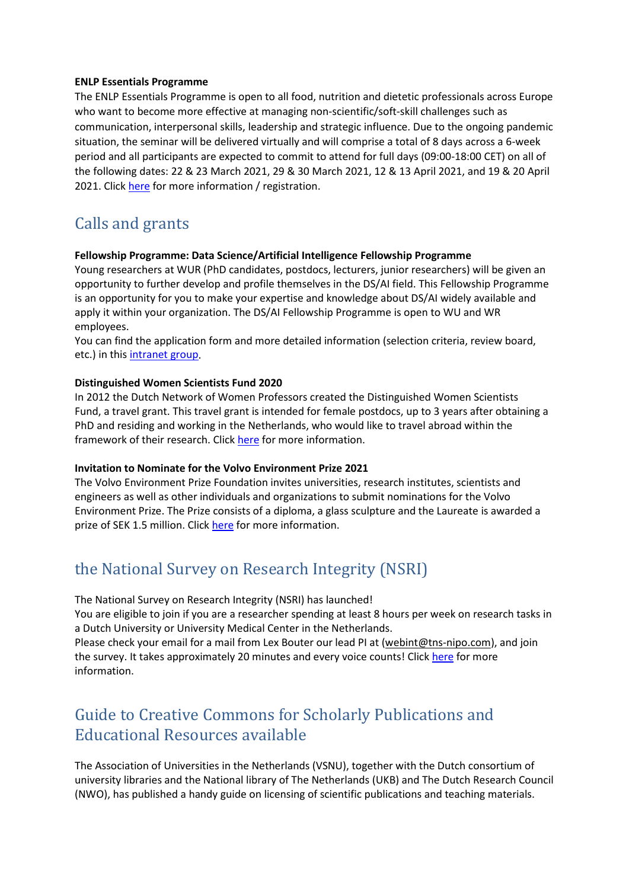**ENLP Essentials Programme**

The ENLP Essentials Programme is open to all food, nutrition and dietetic professionals across Europe who want to become more effective at managing non-scientific/soft-skill challenges such as communication, interpersonal skills, leadership and strategic influence. Due to the ongoing pandemic situation, the seminar will be delivered virtually and will comprise a total of 8 days across a 6-week period and all participants are expected to commit to attend for full days (09:00-18:00 CET) on all of the following dates: 22 & 23 March 2021, 29 & 30 March 2021, 12 & 13 April 2021, and 19 & 20 April 2021. Click here for more information / registration.

## Calls and grants

**Fellowship Programme: Data Science/Artificial Intelligence Fellowship Programme**

Young researchers at WUR (PhD candidates, postdocs, lecturers, junior researchers) will be given an opportunity to further develop and profile themselves in the DS/AI field. This Fellowship Programme is an opportunity for you to make your expertise and knowledge about DS/AI widely available and apply it within your organization. The DS/AI Fellowship Programme is open to WU and WR employees.

You can find the application form and more detailed information (selection criteria, review board, etc.) in this intranet group.

**Distinguished Women Scientists Fund 2020**

In 2012 the Dutch Network of Women Professors created the Distinguished Women Scientists Fund, a travel grant. This travel grant is intended for female postdocs, up to 3 years after obtaining a PhD and residing and working in the Netherlands, who would like to travel abroad within the framework of their research. Click here for more information.

**Invitation to Nominate for the Volvo Environment Prize 2021**

The Volvo Environment Prize Foundation invites universities, research institutes, scientists and engineers as well as other individuals and organizations to submit nominations for the Volvo Environment Prize. The Prize consists of a diploma, a glass sculpture and the Laureate is awarded a prize of SEK 1.5 million. Click here for more information.

## the National Survey on Research Integrity (NSRI)

The National Survey on Research Integrity (NSRI) has launched!

You are eligible to join if you are a researcher spending at least 8 hours per week on research tasks in a Dutch University or University Medical Center in the Netherlands.

Please check your email for a mail from Lex Bouter our lead PI at (webint@tns-nipo.com), and join the survey. It takes approximately 20 minutes and every voice counts! Click here for more information.

## Guide to Creative Commons for Scholarly Publications and Educational Resources available

The Association of Universities in the Netherlands (VSNU), together with the Dutch consortium of university libraries and the National library of The Netherlands (UKB) and The Dutch Research Council (NWO), has published a handy guide on licensing of scientific publications and teaching materials.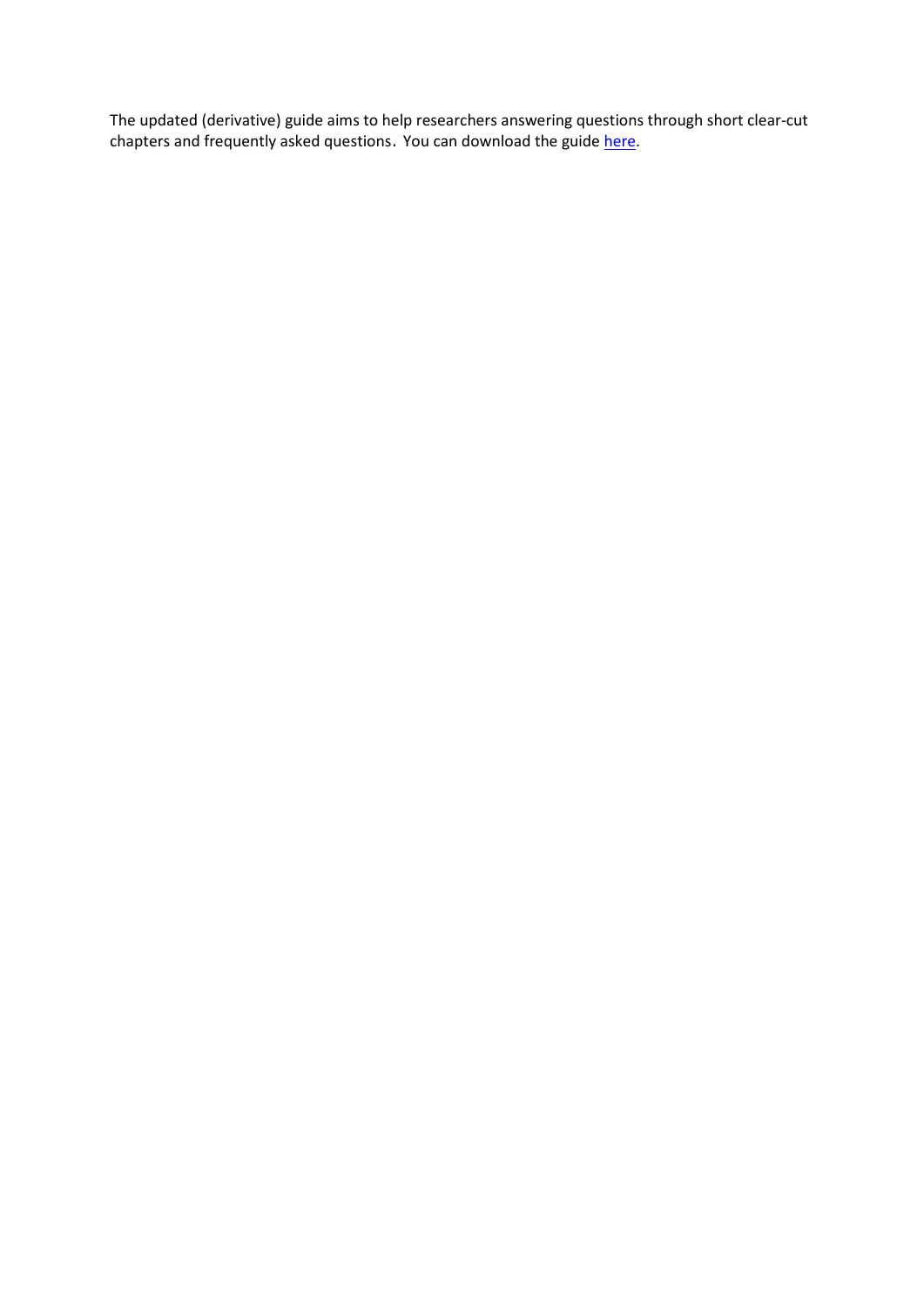The updated (derivative) guide aims to help researchers answering questions through short clear-cut chapters and frequently asked questions. You can download the guide here.